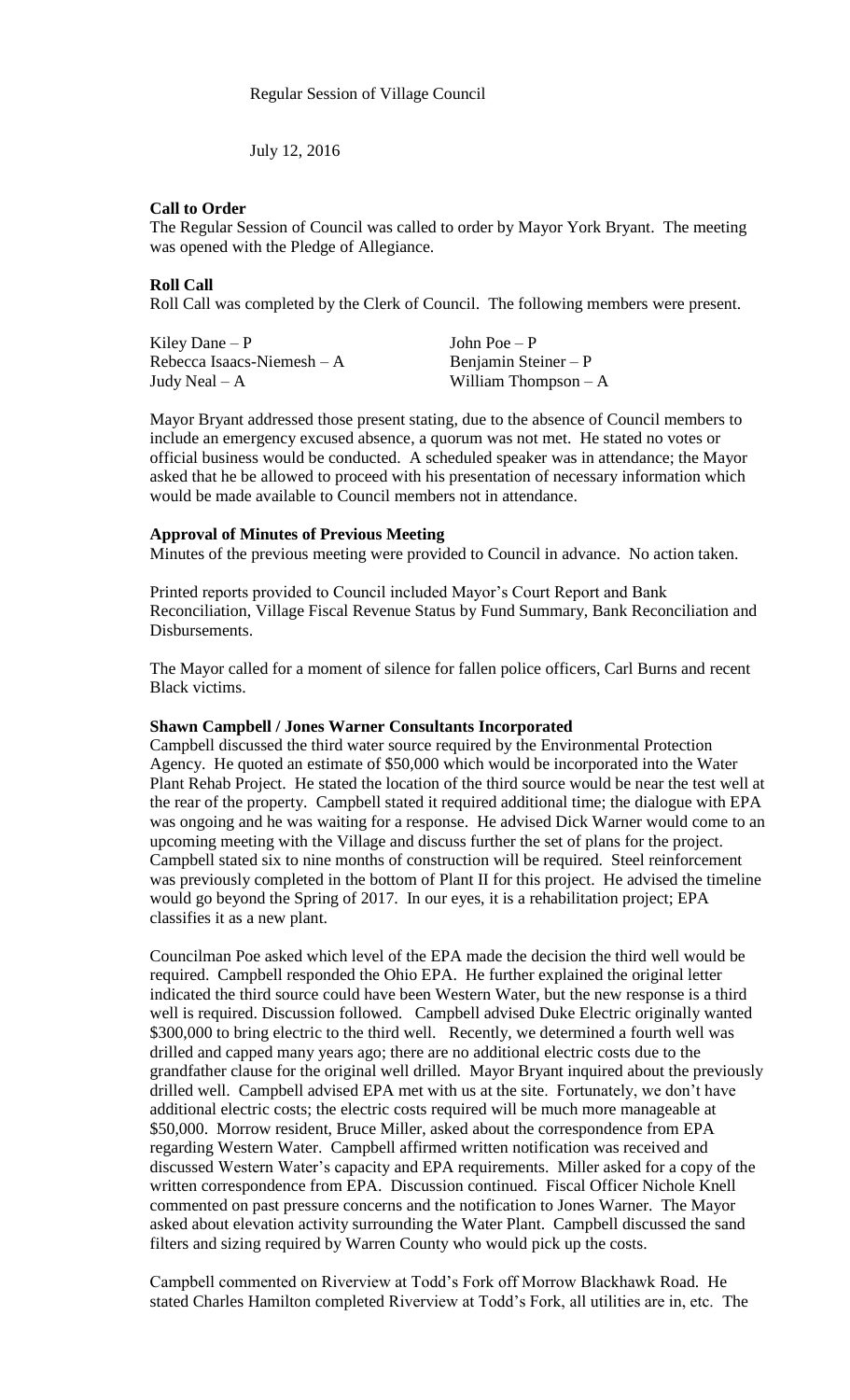Regular Session of Village Council

July 12, 2016

**Call to Order**

The Regular Session of Council was called to order by Mayor York Bryant. The meeting was opened with the Pledge of Allegiance.

**Roll Call**

Roll Call was completed by the Clerk of Council. The following members were present.

| | |
|---|---|
| Kiley Dane – P | John Poe – P |
| Rebecca Isaacs-Niemesh – A | Benjamin Steiner – P |
| Judy Neal – A | William Thompson – A |

Mayor Bryant addressed those present stating, due to the absence of Council members to include an emergency excused absence, a quorum was not met. He stated no votes or official business would be conducted. A scheduled speaker was in attendance; the Mayor asked that he be allowed to proceed with his presentation of necessary information which would be made available to Council members not in attendance.

**Approval of Minutes of Previous Meeting**

Minutes of the previous meeting were provided to Council in advance. No action taken.

Printed reports provided to Council included Mayor's Court Report and Bank Reconciliation, Village Fiscal Revenue Status by Fund Summary, Bank Reconciliation and Disbursements.

The Mayor called for a moment of silence for fallen police officers, Carl Burns and recent Black victims.

**Shawn Campbell / Jones Warner Consultants Incorporated**

Campbell discussed the third water source required by the Environmental Protection Agency. He quoted an estimate of $50,000 which would be incorporated into the Water Plant Rehab Project. He stated the location of the third source would be near the test well at the rear of the property. Campbell stated it required additional time; the dialogue with EPA was ongoing and he was waiting for a response. He advised Dick Warner would come to an upcoming meeting with the Village and discuss further the set of plans for the project. Campbell stated six to nine months of construction will be required. Steel reinforcement was previously completed in the bottom of Plant II for this project. He advised the timeline would go beyond the Spring of 2017. In our eyes, it is a rehabilitation project; EPA classifies it as a new plant.

Councilman Poe asked which level of the EPA made the decision the third well would be required. Campbell responded the Ohio EPA. He further explained the original letter indicated the third source could have been Western Water, but the new response is a third well is required. Discussion followed. Campbell advised Duke Electric originally wanted $300,000 to bring electric to the third well. Recently, we determined a fourth well was drilled and capped many years ago; there are no additional electric costs due to the grandfather clause for the original well drilled. Mayor Bryant inquired about the previously drilled well. Campbell advised EPA met with us at the site. Fortunately, we don't have additional electric costs; the electric costs required will be much more manageable at $50,000. Morrow resident, Bruce Miller, asked about the correspondence from EPA regarding Western Water. Campbell affirmed written notification was received and discussed Western Water's capacity and EPA requirements. Miller asked for a copy of the written correspondence from EPA. Discussion continued. Fiscal Officer Nichole Knell commented on past pressure concerns and the notification to Jones Warner. The Mayor asked about elevation activity surrounding the Water Plant. Campbell discussed the sand filters and sizing required by Warren County who would pick up the costs.

Campbell commented on Riverview at Todd's Fork off Morrow Blackhawk Road. He stated Charles Hamilton completed Riverview at Todd's Fork, all utilities are in, etc. The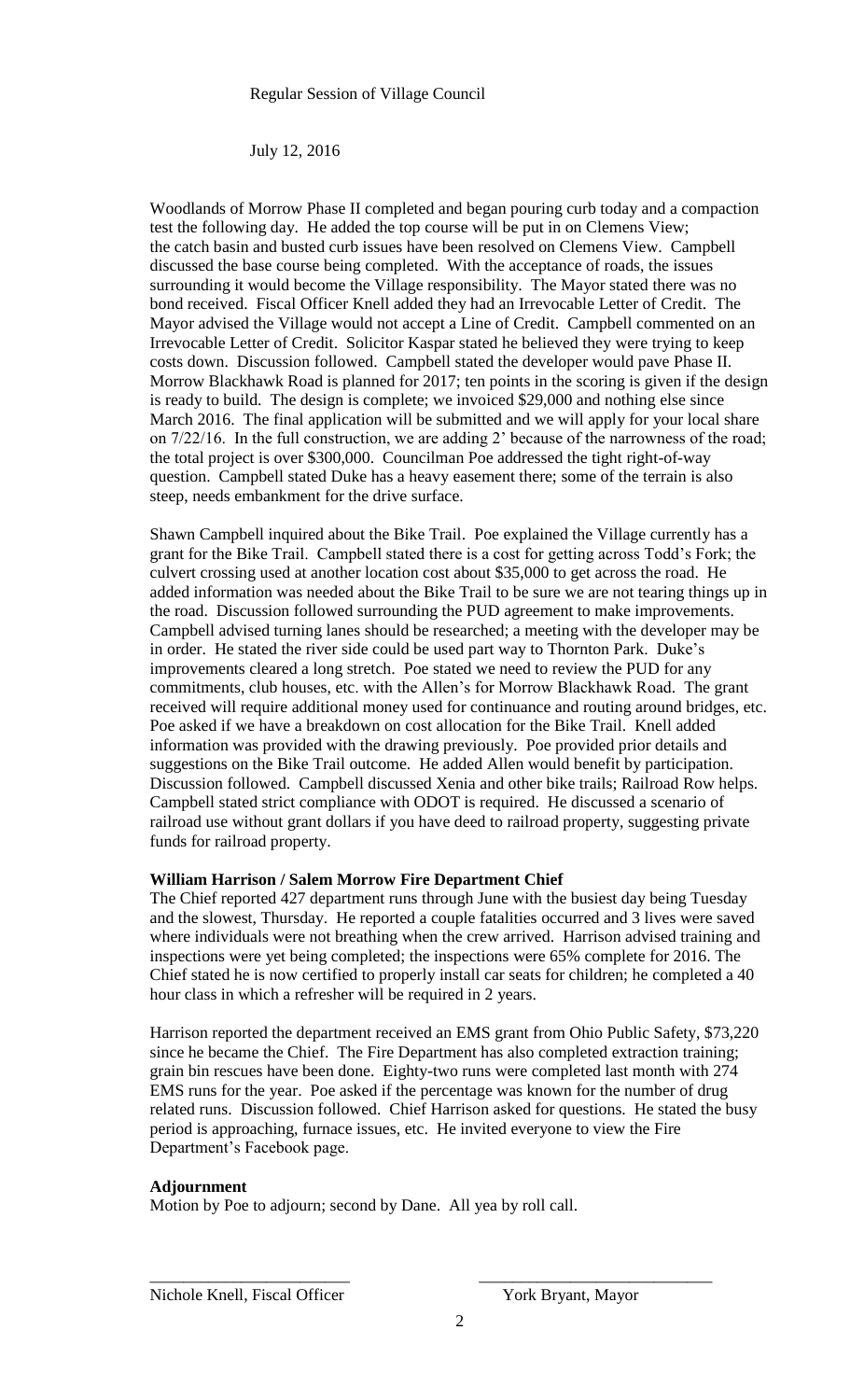Regular Session of Village Council

July 12, 2016

Woodlands of Morrow Phase II completed and began pouring curb today and a compaction test the following day. He added the top course will be put in on Clemens View; the catch basin and busted curb issues have been resolved on Clemens View. Campbell discussed the base course being completed. With the acceptance of roads, the issues surrounding it would become the Village responsibility. The Mayor stated there was no bond received. Fiscal Officer Knell added they had an Irrevocable Letter of Credit. The Mayor advised the Village would not accept a Line of Credit. Campbell commented on an Irrevocable Letter of Credit. Solicitor Kaspar stated he believed they were trying to keep costs down. Discussion followed. Campbell stated the developer would pave Phase II. Morrow Blackhawk Road is planned for 2017; ten points in the scoring is given if the design is ready to build. The design is complete; we invoiced $29,000 and nothing else since March 2016. The final application will be submitted and we will apply for your local share on 7/22/16. In the full construction, we are adding 2' because of the narrowness of the road; the total project is over $300,000. Councilman Poe addressed the tight right-of-way question. Campbell stated Duke has a heavy easement there; some of the terrain is also steep, needs embankment for the drive surface.

Shawn Campbell inquired about the Bike Trail. Poe explained the Village currently has a grant for the Bike Trail. Campbell stated there is a cost for getting across Todd's Fork; the culvert crossing used at another location cost about $35,000 to get across the road. He added information was needed about the Bike Trail to be sure we are not tearing things up in the road. Discussion followed surrounding the PUD agreement to make improvements. Campbell advised turning lanes should be researched; a meeting with the developer may be in order. He stated the river side could be used part way to Thornton Park. Duke's improvements cleared a long stretch. Poe stated we need to review the PUD for any commitments, club houses, etc. with the Allen's for Morrow Blackhawk Road. The grant received will require additional money used for continuance and routing around bridges, etc. Poe asked if we have a breakdown on cost allocation for the Bike Trail. Knell added information was provided with the drawing previously. Poe provided prior details and suggestions on the Bike Trail outcome. He added Allen would benefit by participation. Discussion followed. Campbell discussed Xenia and other bike trails; Railroad Row helps. Campbell stated strict compliance with ODOT is required. He discussed a scenario of railroad use without grant dollars if you have deed to railroad property, suggesting private funds for railroad property.

**William Harrison / Salem Morrow Fire Department Chief**

The Chief reported 427 department runs through June with the busiest day being Tuesday and the slowest, Thursday. He reported a couple fatalities occurred and 3 lives were saved where individuals were not breathing when the crew arrived. Harrison advised training and inspections were yet being completed; the inspections were 65% complete for 2016. The Chief stated he is now certified to properly install car seats for children; he completed a 40 hour class in which a refresher will be required in 2 years.

Harrison reported the department received an EMS grant from Ohio Public Safety, $73,220 since he became the Chief. The Fire Department has also completed extraction training; grain bin rescues have been done. Eighty-two runs were completed last month with 274 EMS runs for the year. Poe asked if the percentage was known for the number of drug related runs. Discussion followed. Chief Harrison asked for questions. He stated the busy period is approaching, furnace issues, etc. He invited everyone to view the Fire Department's Facebook page.

**Adjournment**

Motion by Poe to adjourn; second by Dane. All yea by roll call.

\_\_\_\_\_\_\_\_\_\_\_\_\_\_\_\_\_\_\_\_\_\_\_\_\_ \_\_\_\_\_\_\_\_\_\_\_\_\_\_\_\_\_\_\_\_\_\_\_\_\_\_\_\_

Nichole Knell, Fiscal Officer York Bryant, Mayor